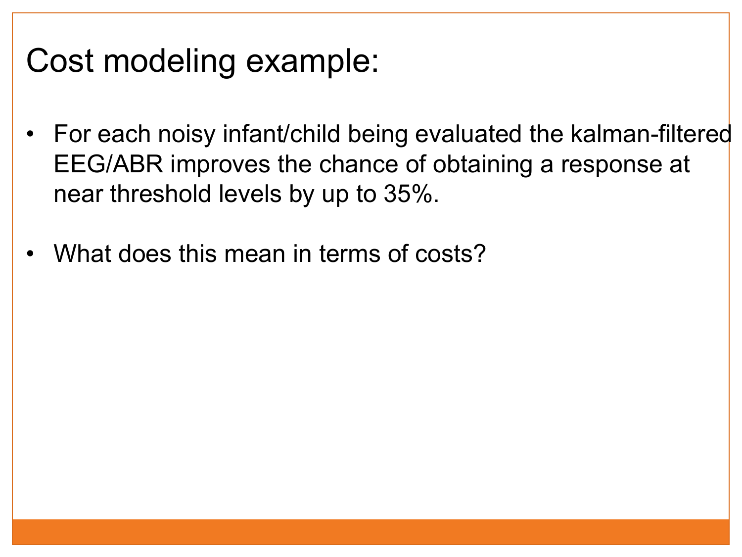# Cost modeling example:

- For each noisy infant/child being evaluated the kalman-filtered EEG/ABR improves the chance of obtaining a response at near threshold levels by up to 35%.

- What does this mean in terms of costs?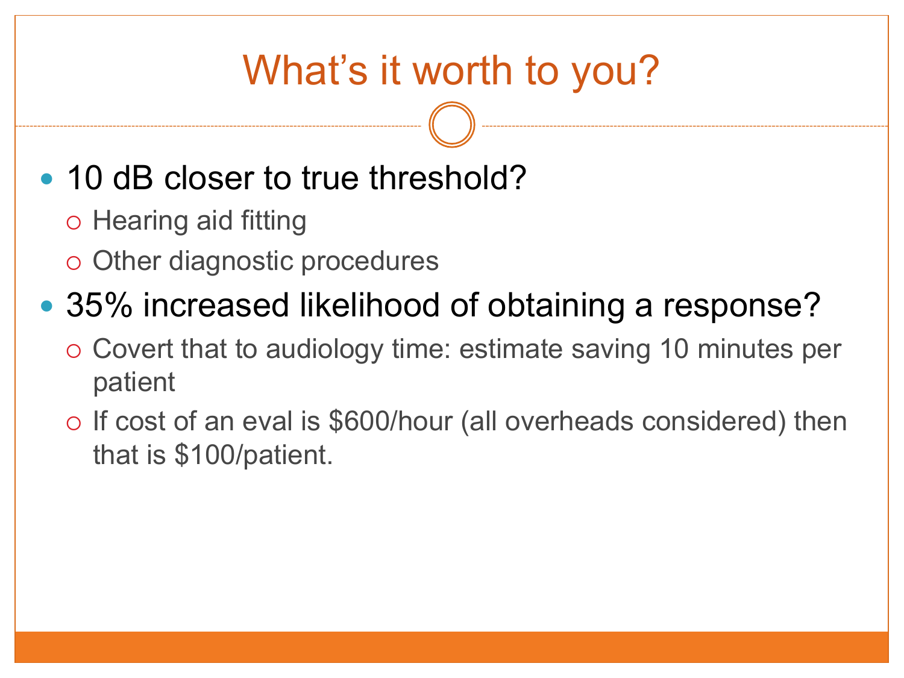# What's it worth to you?

- 10 dB closer to true threshold?
  - Hearing aid fitting
  - Other diagnostic procedures
- 35% increased likelihood of obtaining a response?
  - Covert that to audiology time: estimate saving 10 minutes per patient
  - If cost of an eval is $600/hour (all overheads considered) then that is $100/patient.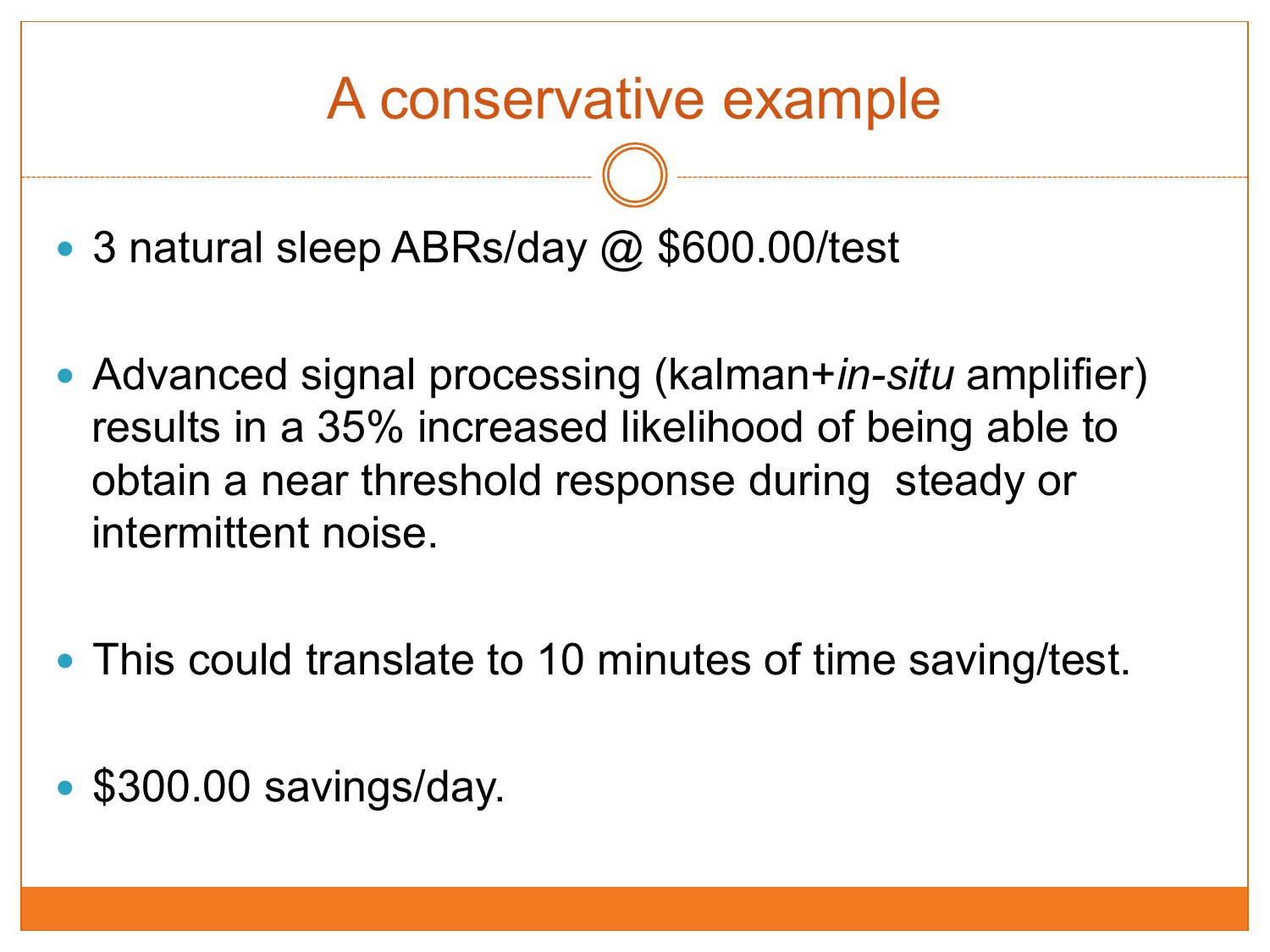# A conservative example

- 3 natural sleep ABRs/day @ $600.00/test
- Advanced signal processing (kalman+*in-situ* amplifier) results in a 35% increased likelihood of being able to obtain a near threshold response during steady or intermittent noise.
- This could translate to 10 minutes of time saving/test.
- $300.00 savings/day.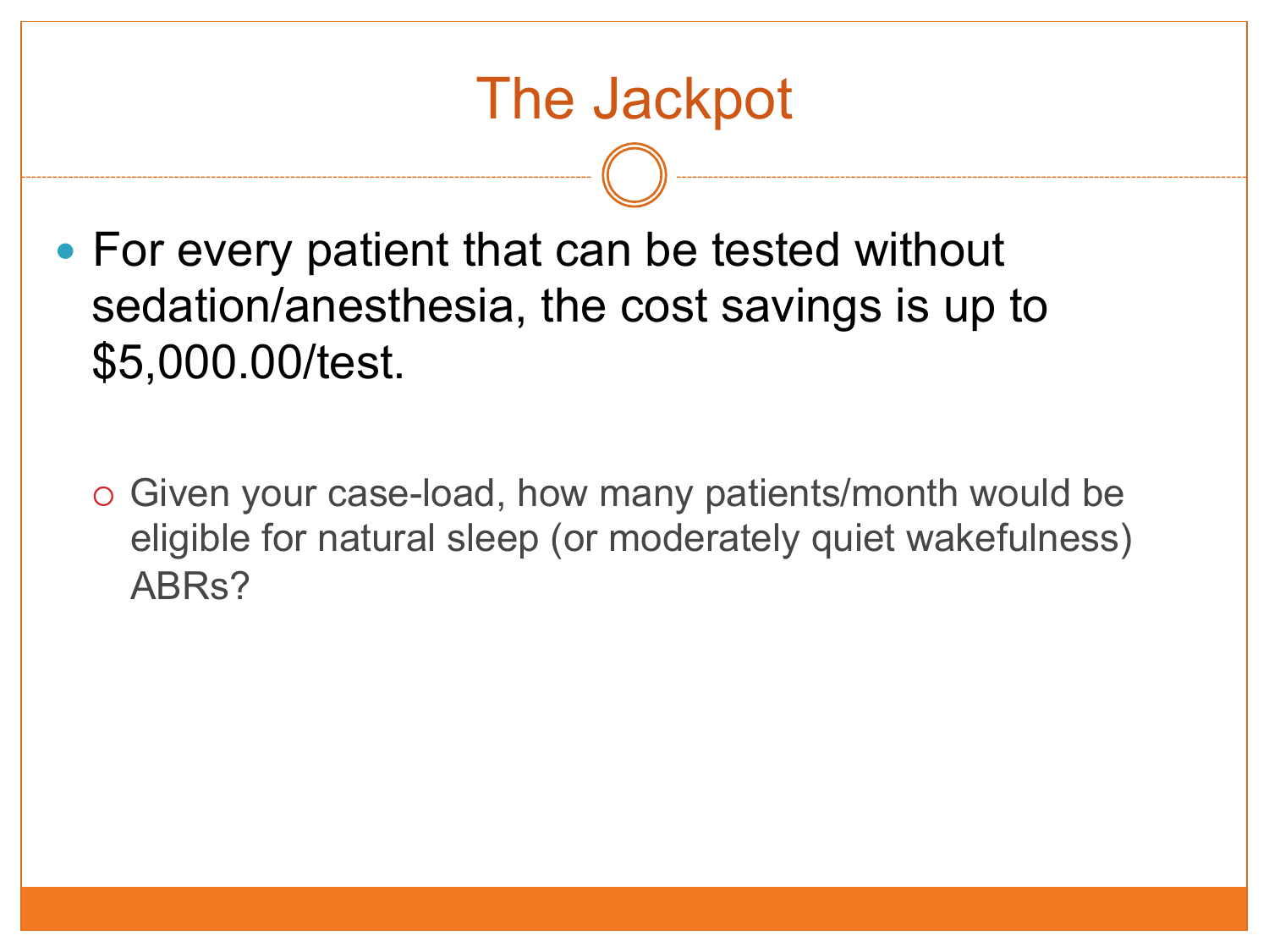# The Jackpot

- For every patient that can be tested without sedation/anesthesia, the cost savings is up to $5,000.00/test.
  - Given your case-load, how many patients/month would be eligible for natural sleep (or moderately quiet wakefulness) ABRs?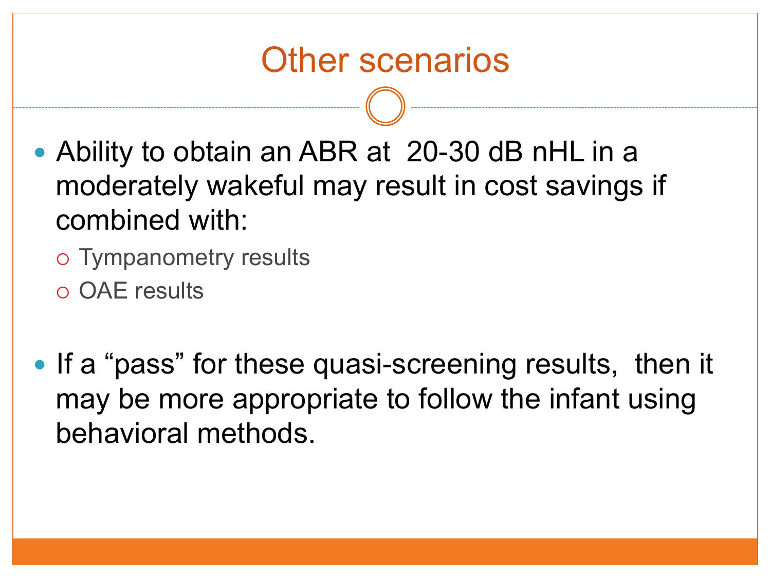# Other scenarios

- Ability to obtain an ABR at 20-30 dB nHL in a moderately wakeful may result in cost savings if combined with:
  - Tympanometry results
  - OAE results

- If a “pass” for these quasi-screening results, then it may be more appropriate to follow the infant using behavioral methods.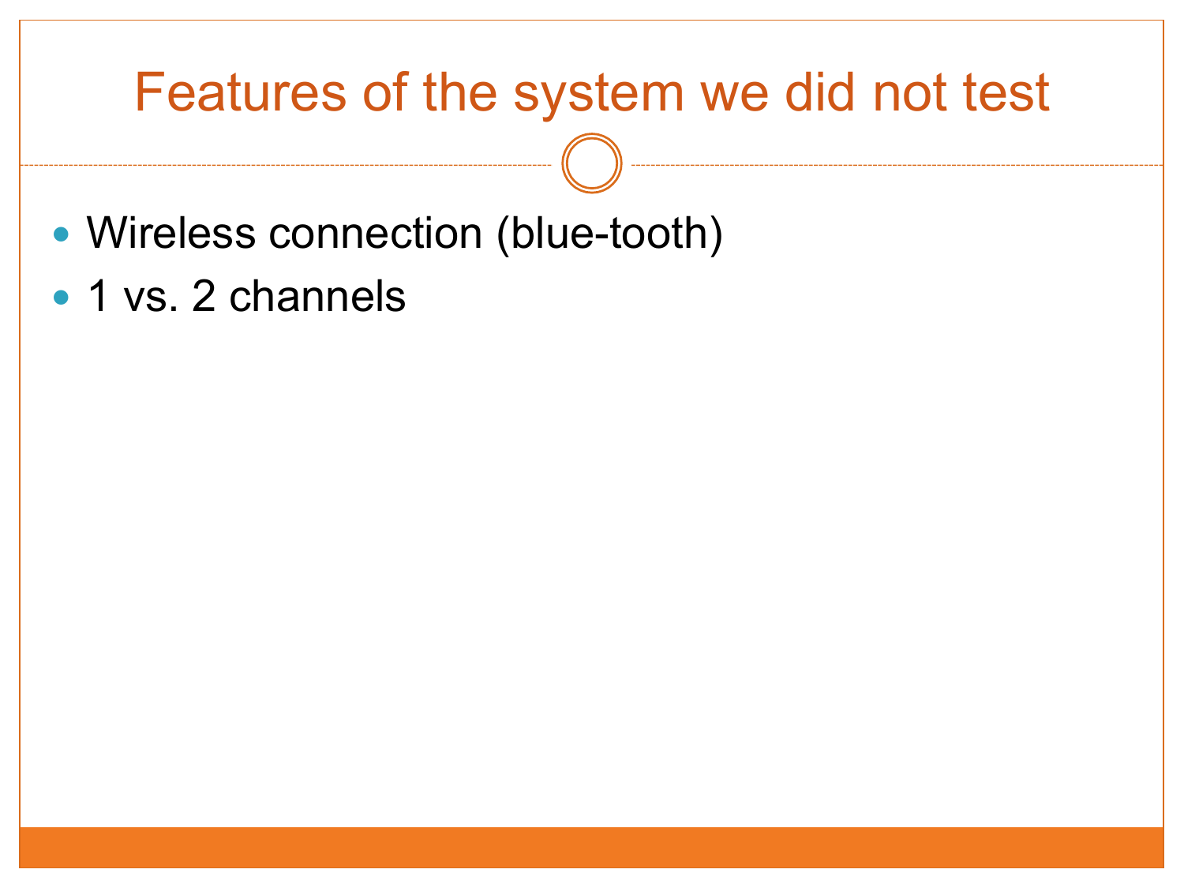# Features of the system we did not test

- Wireless connection (blue-tooth)
- 1 vs. 2 channels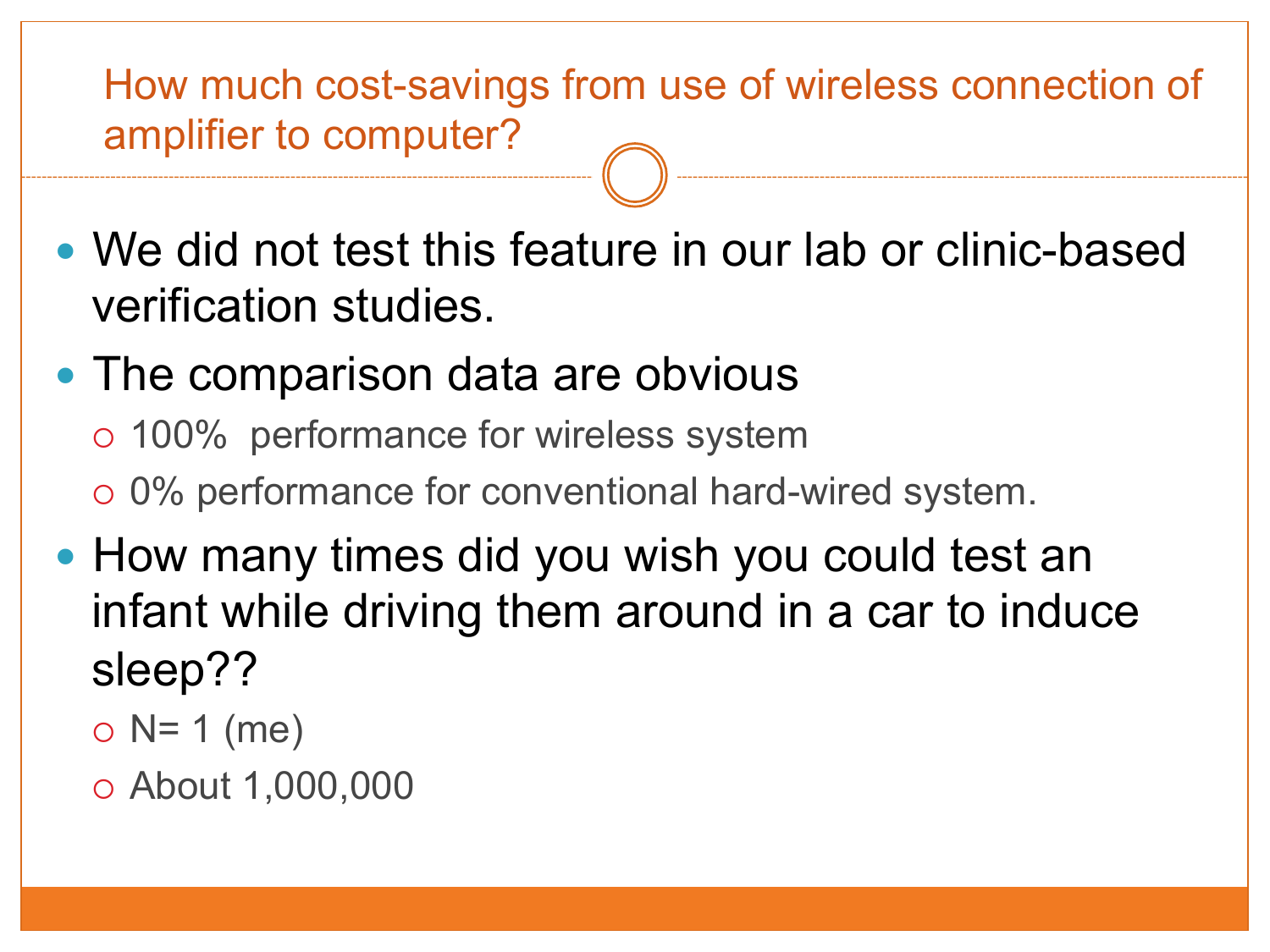# How much cost-savings from use of wireless connection of amplifier to computer?

- We did not test this feature in our lab or clinic-based verification studies.
- The comparison data are obvious
  - 100%  performance for wireless system
  - 0% performance for conventional hard-wired system.
- How many times did you wish you could test an infant while driving them around in a car to induce sleep??
  - N= 1 (me)
  - About 1,000,000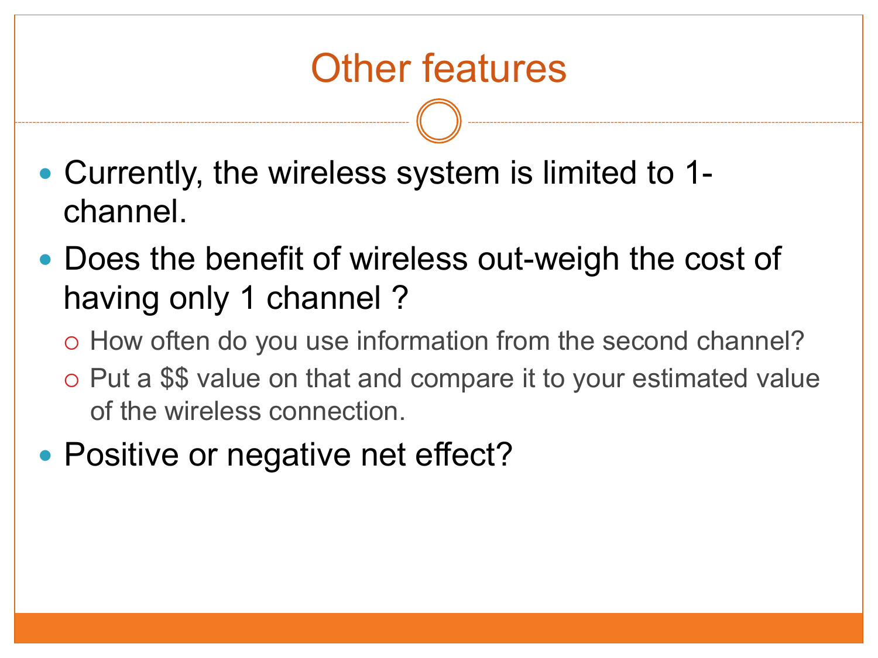# Other features

- Currently, the wireless system is limited to 1-channel.
- Does the benefit of wireless out-weigh the cost of having only 1 channel ?
  - How often do you use information from the second channel?
  - Put a $$ value on that and compare it to your estimated value of the wireless connection.
- Positive or negative net effect?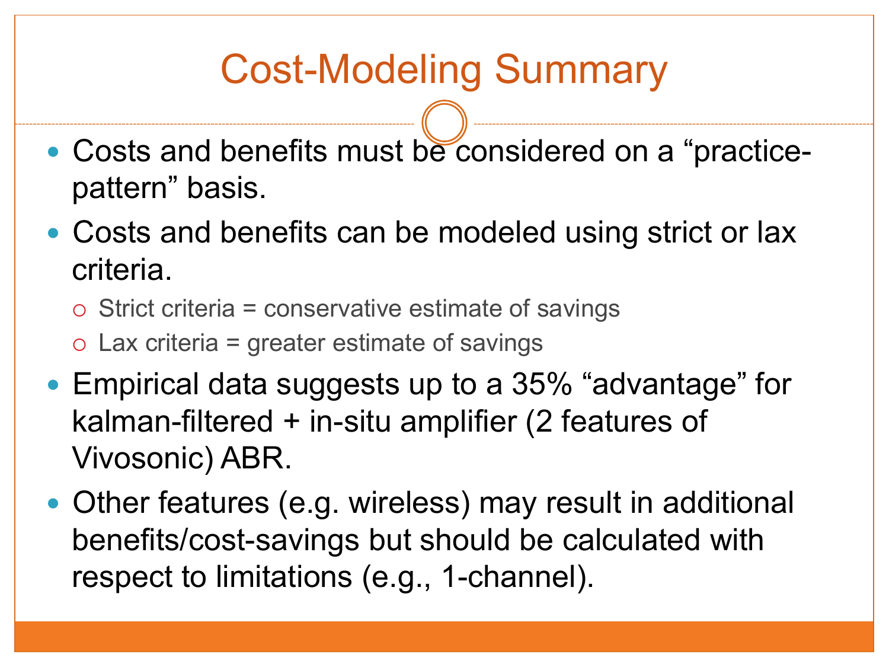# Cost-Modeling Summary

- Costs and benefits must be considered on a “practice-pattern” basis.
- Costs and benefits can be modeled using strict or lax criteria.
  - Strict criteria = conservative estimate of savings
  - Lax criteria = greater estimate of savings
- Empirical data suggests up to a 35% “advantage” for kalman-filtered + in-situ amplifier (2 features of Vivosonic) ABR.
- Other features (e.g. wireless) may result in additional benefits/cost-savings but should be calculated with respect to limitations (e.g., 1-channel).